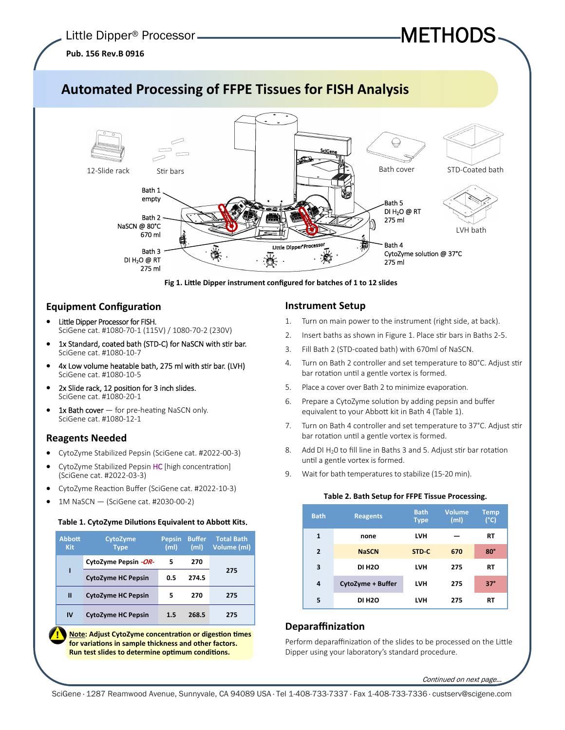# Automated Processing of FFPE Tissues for FISH Analysis

12-Slide rack

Stir bars

Bath cover

STD-Coated bath

LVH bath

Bath 1
empty

Bath 2
NaSCN @ 80°C
670 ml

Bath 3
DI $H_2O$ @ RT
275 ml

Bath 5
DI $H_2O$ @ RT
275 ml

Bath 4
CytoZyme solution @ 37°C
275 ml

**Fig 1. Little Dipper instrument configured for batches of 1 to 12 slides**

## Equipment Configuration

- Little Dipper Processor for FISH.
  SciGene cat. #1080-70-1 (115V) / 1080-70-2 (230V)
- 1x Standard, coated bath (STD-C) for NaSCN with stir bar.
  SciGene cat. #1080-10-7
- 4x Low volume heatable bath, 275 ml with stir bar. (LVH)
  SciGene cat. #1080-10-5
- 2x Slide rack, 12 position for 3 inch slides.
  SciGene cat. #1080-20-1
- 1x Bath cover — for pre-heating NaSCN only.
  SciGene cat. #1080-12-1

## Reagents Needed

- CytoZyme Stabilized Pepsin (SciGene cat. #2022-00-3)
- CytoZyme Stabilized Pepsin HC [high concentration] (SciGene cat. #2022-03-3)
- CytoZyme Reaction Buffer (SciGene cat. #2022-10-3)
- 1M NaSCN — (SciGene cat. #2030-00-2)

**Table 1. CytoZyme Dilutions Equivalent to Abbott Kits.**

| Abbott Kit | CytoZyme Type | Pepsin (ml) | Buffer (ml) | Total Bath Volume (ml) |
|---|---|---|---|---|
| I | CytoZyme Pepsin *-OR-* | 5 | 270 | 275 |
| | CytoZyme HC Pepsin | 0.5 | 274.5 | |
| II | CytoZyme HC Pepsin | 5 | 270 | 275 |
| IV | CytoZyme HC Pepsin | 1.5 | 268.5 | 275 |

**Note: Adjust CytoZyme concentration or digestion times for variations in sample thickness and other factors. Run test slides to determine optimum conditions.**

## Instrument Setup

1. Turn on main power to the instrument (right side, at back).
2. Insert baths as shown in Figure 1. Place stir bars in Baths 2-5.
3. Fill Bath 2 (STD-coated bath) with 670ml of NaSCN.
4. Turn on Bath 2 controller and set temperature to 80°C. Adjust stir bar rotation until a gentle vortex is formed.
5. Place a cover over Bath 2 to minimize evaporation.
6. Prepare a CytoZyme solution by adding pepsin and buffer equivalent to your Abbott kit in Bath 4 (Table 1).
7. Turn on Bath 4 controller and set temperature to 37°C. Adjust stir bar rotation until a gentle vortex is formed.
8. Add DI $H_2O$ to fill line in Baths 3 and 5. Adjust stir bar rotation until a gentle vortex is formed.
9. Wait for bath temperatures to stabilize (15-20 min).

**Table 2. Bath Setup for FFPE Tissue Processing.**

| Bath | Reagents | Bath Type | Volume (ml) | Temp (°C) |
|---|---|---|---|---|
| 1 | none | LVH | — | RT |
| 2 | NaSCN | STD-C | 670 | 80° |
| 3 | DI H2O | LVH | 275 | RT |
| 4 | CytoZyme + Buffer | LVH | 275 | 37° |
| 5 | DI H2O | LVH | 275 | RT |

## Deparaffinization

Perform deparaffinization of the slides to be processed on the Little Dipper using your laboratory's standard procedure.

*Continued on next page...*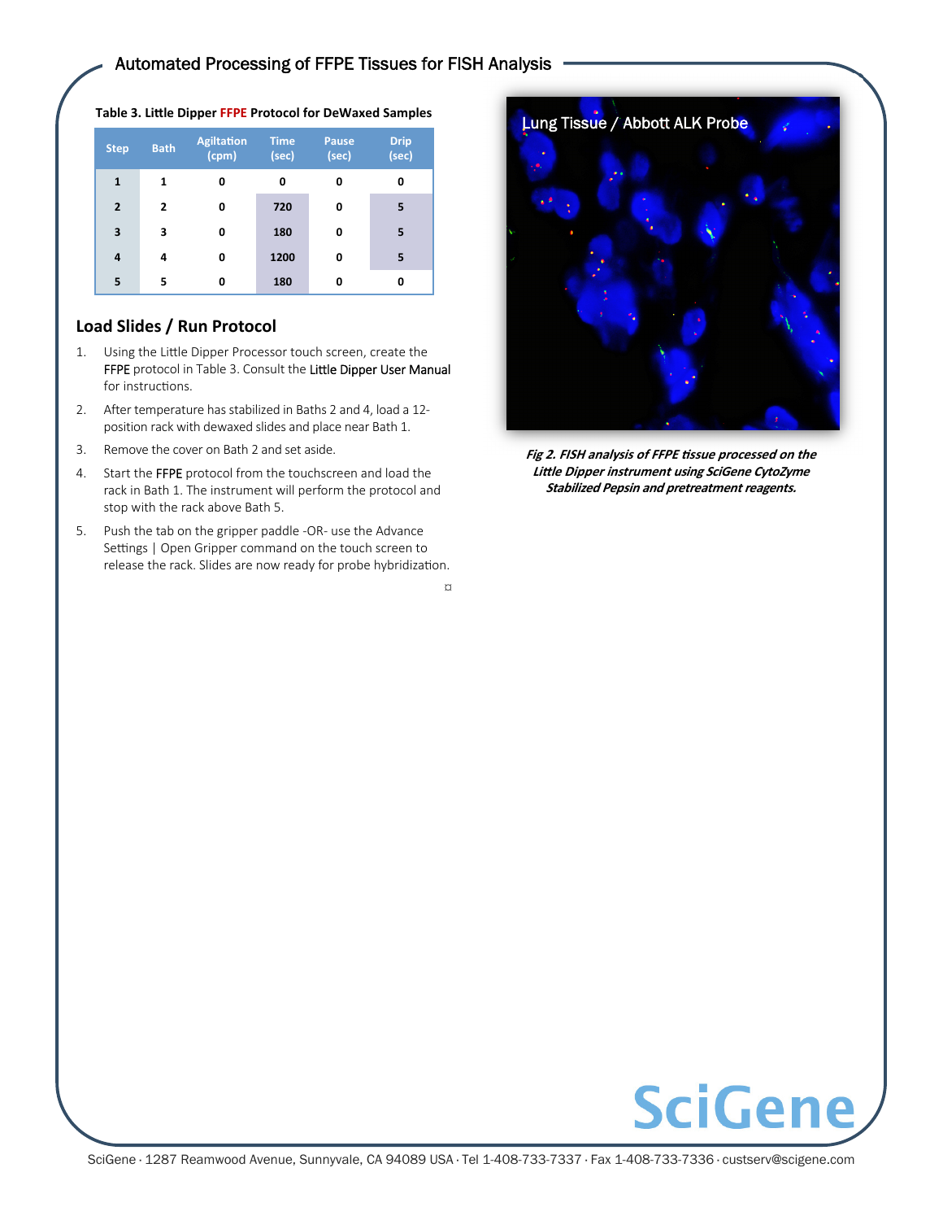Table 3. Little Dipper **FFPE** Protocol for DeWaxed Samples

| Step | Bath | Agiltation (cpm) | Time (sec) | Pause (sec) | Drip (sec) |
|---|---|---|---|---|---|
| 1 | 1 | 0 | 0 | 0 | 0 |
| 2 | 2 | 0 | 720 | 0 | 5 |
| 3 | 3 | 0 | 180 | 0 | 5 |
| 4 | 4 | 0 | 1200 | 0 | 5 |
| 5 | 5 | 0 | 180 | 0 | 0 |

## Load Slides / Run Protocol

1. Using the Little Dipper Processor touch screen, create the FFPE protocol in Table 3. Consult the Little Dipper User Manual for instructions.
2. After temperature has stabilized in Baths 2 and 4, load a 12-position rack with dewaxed slides and place near Bath 1.
3. Remove the cover on Bath 2 and set aside.
4. Start the FFPE protocol from the touchscreen and load the rack in Bath 1. The instrument will perform the protocol and stop with the rack above Bath 5.
5. Push the tab on the gripper paddle -OR- use the Advance Settings | Open Gripper command on the touch screen to release the rack. Slides are now ready for probe hybridization.

Lung Tissue / Abbott ALK Probe

*Fig 2. FISH analysis of FFPE tissue processed on the Little Dipper instrument using SciGene CytoZyme Stabilized Pepsin and pretreatment reagents.*

SciGene

SciGene · 1287 Reamwood Avenue, Sunnyvale, CA 94089 USA · Tel 1-408-733-7337 · Fax 1-408-733-7336 · custserv@scigene.com